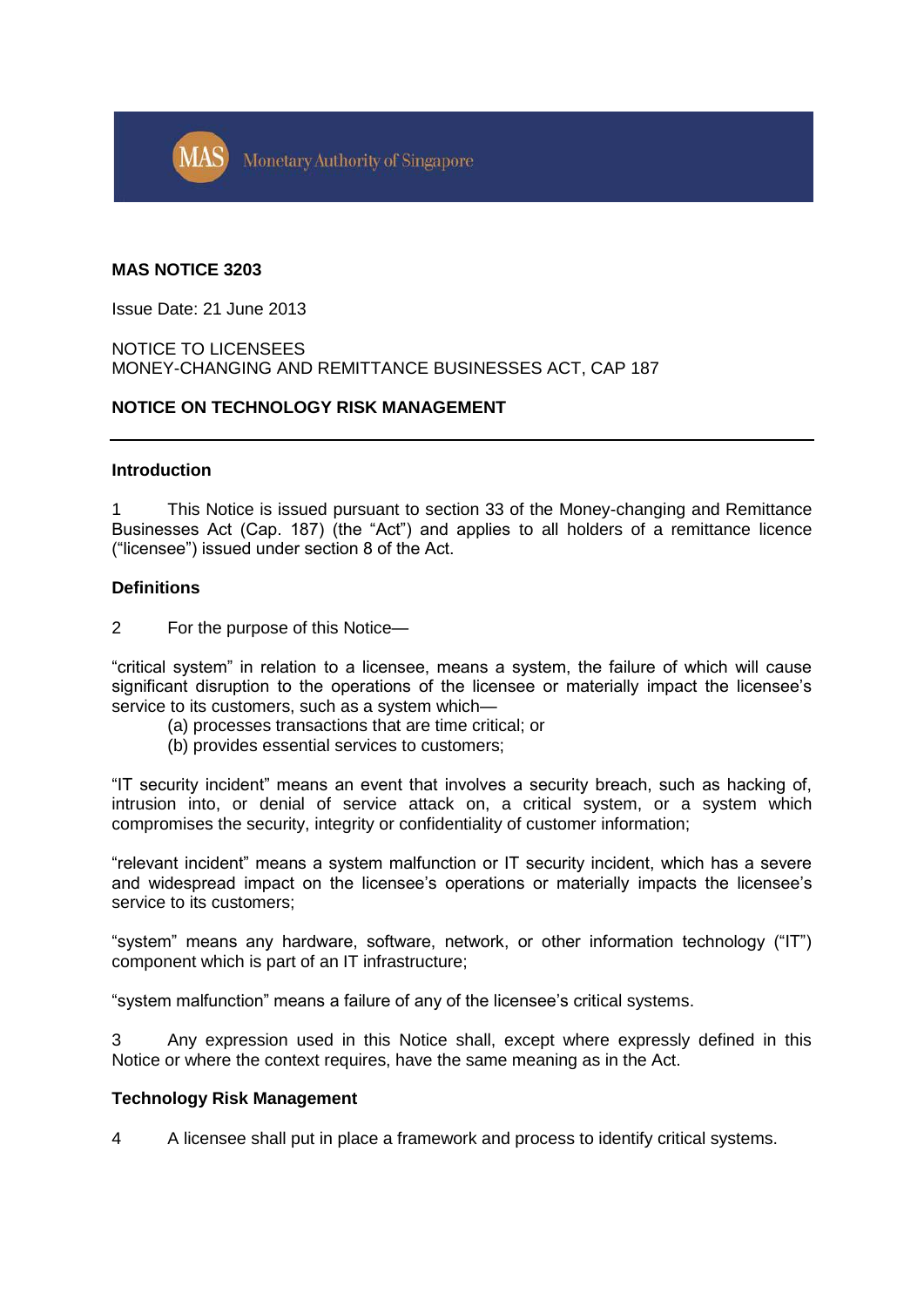Monetary Authority of Singapore

**MAS NOTICE 3203**

Issue Date: 21 June 2013

NOTICE TO LICENSEES
MONEY-CHANGING AND REMITTANCE BUSINESSES ACT, CAP 187

**NOTICE ON TECHNOLOGY RISK MANAGEMENT**

---

**Introduction**

1 This Notice is issued pursuant to section 33 of the Money-changing and Remittance Businesses Act (Cap. 187) (the "Act") and applies to all holders of a remittance licence ("licensee") issued under section 8 of the Act.

**Definitions**

2 For the purpose of this Notice—

"critical system" in relation to a licensee, means a system, the failure of which will cause significant disruption to the operations of the licensee or materially impact the licensee's service to its customers, such as a system which—

(a) processes transactions that are time critical; or
(b) provides essential services to customers;

"IT security incident" means an event that involves a security breach, such as hacking of, intrusion into, or denial of service attack on, a critical system, or a system which compromises the security, integrity or confidentiality of customer information;

"relevant incident" means a system malfunction or IT security incident, which has a severe and widespread impact on the licensee's operations or materially impacts the licensee's service to its customers;

"system" means any hardware, software, network, or other information technology ("IT") component which is part of an IT infrastructure;

"system malfunction" means a failure of any of the licensee's critical systems.

3 Any expression used in this Notice shall, except where expressly defined in this Notice or where the context requires, have the same meaning as in the Act.

**Technology Risk Management**

4 A licensee shall put in place a framework and process to identify critical systems.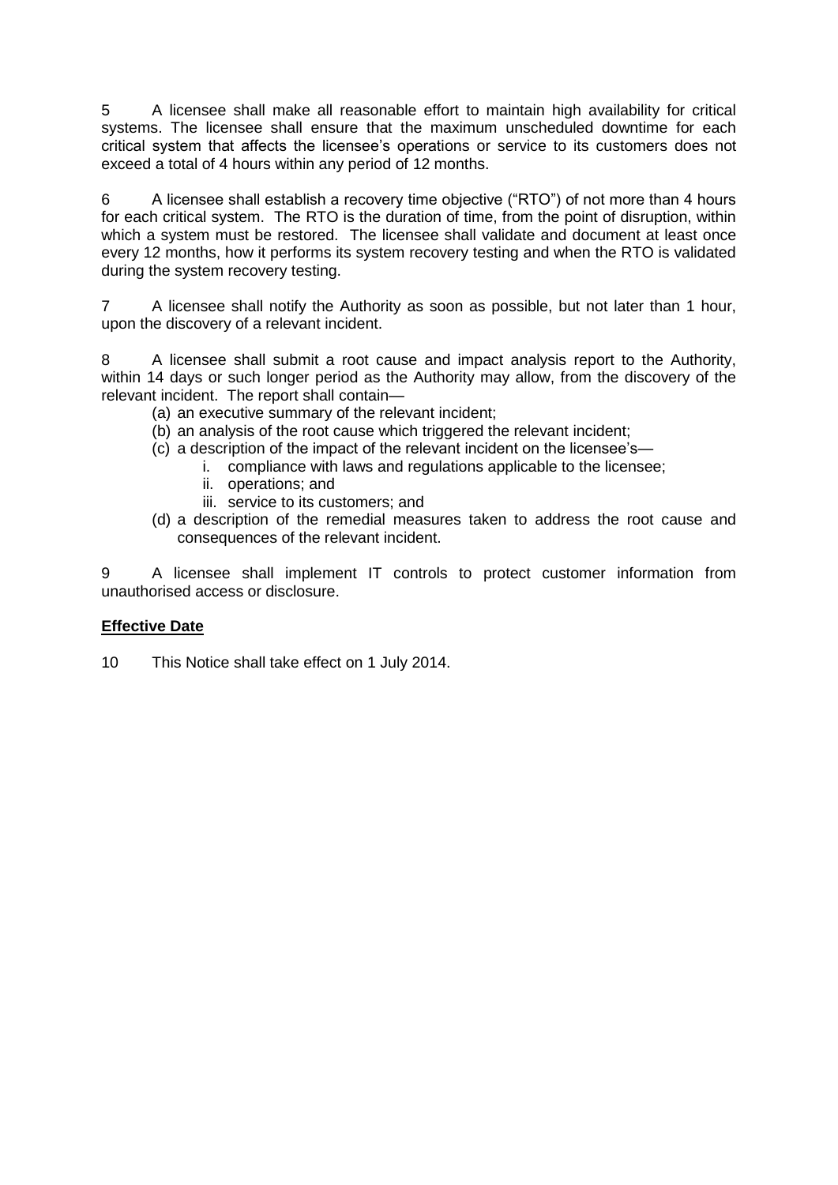5 A licensee shall make all reasonable effort to maintain high availability for critical systems. The licensee shall ensure that the maximum unscheduled downtime for each critical system that affects the licensee's operations or service to its customers does not exceed a total of 4 hours within any period of 12 months.

6 A licensee shall establish a recovery time objective ("RTO") of not more than 4 hours for each critical system. The RTO is the duration of time, from the point of disruption, within which a system must be restored. The licensee shall validate and document at least once every 12 months, how it performs its system recovery testing and when the RTO is validated during the system recovery testing.

7 A licensee shall notify the Authority as soon as possible, but not later than 1 hour, upon the discovery of a relevant incident.

8 A licensee shall submit a root cause and impact analysis report to the Authority, within 14 days or such longer period as the Authority may allow, from the discovery of the relevant incident. The report shall contain—

(a) an executive summary of the relevant incident;
(b) an analysis of the root cause which triggered the relevant incident;
(c) a description of the impact of the relevant incident on the licensee's—
    i. compliance with laws and regulations applicable to the licensee;
    ii. operations; and
    iii. service to its customers; and
(d) a description of the remedial measures taken to address the root cause and consequences of the relevant incident.

9 A licensee shall implement IT controls to protect customer information from unauthorised access or disclosure.

**Effective Date**

10 This Notice shall take effect on 1 July 2014.